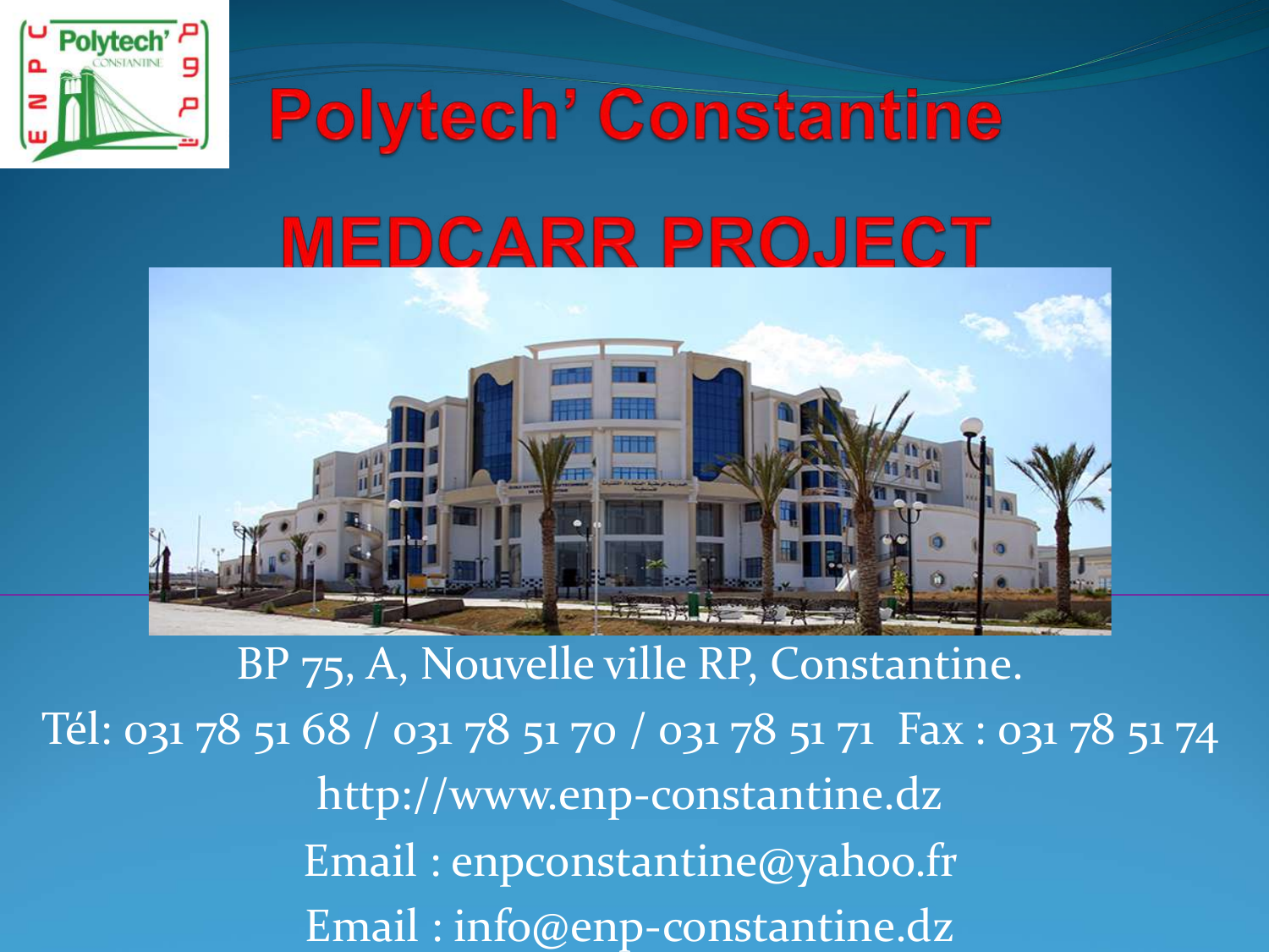# Polytech' Constantine

## MEDCARR PROJECT

BP 75, A, Nouvelle ville RP, Constantine.

Tél: 031 78 51 68 / 031 78 51 70 / 031 78 51 71 Fax : 031 78 51 74

http://www.enp-constantine.dz

Email : enpconstantine@yahoo.fr

Email : info@enp-constantine.dz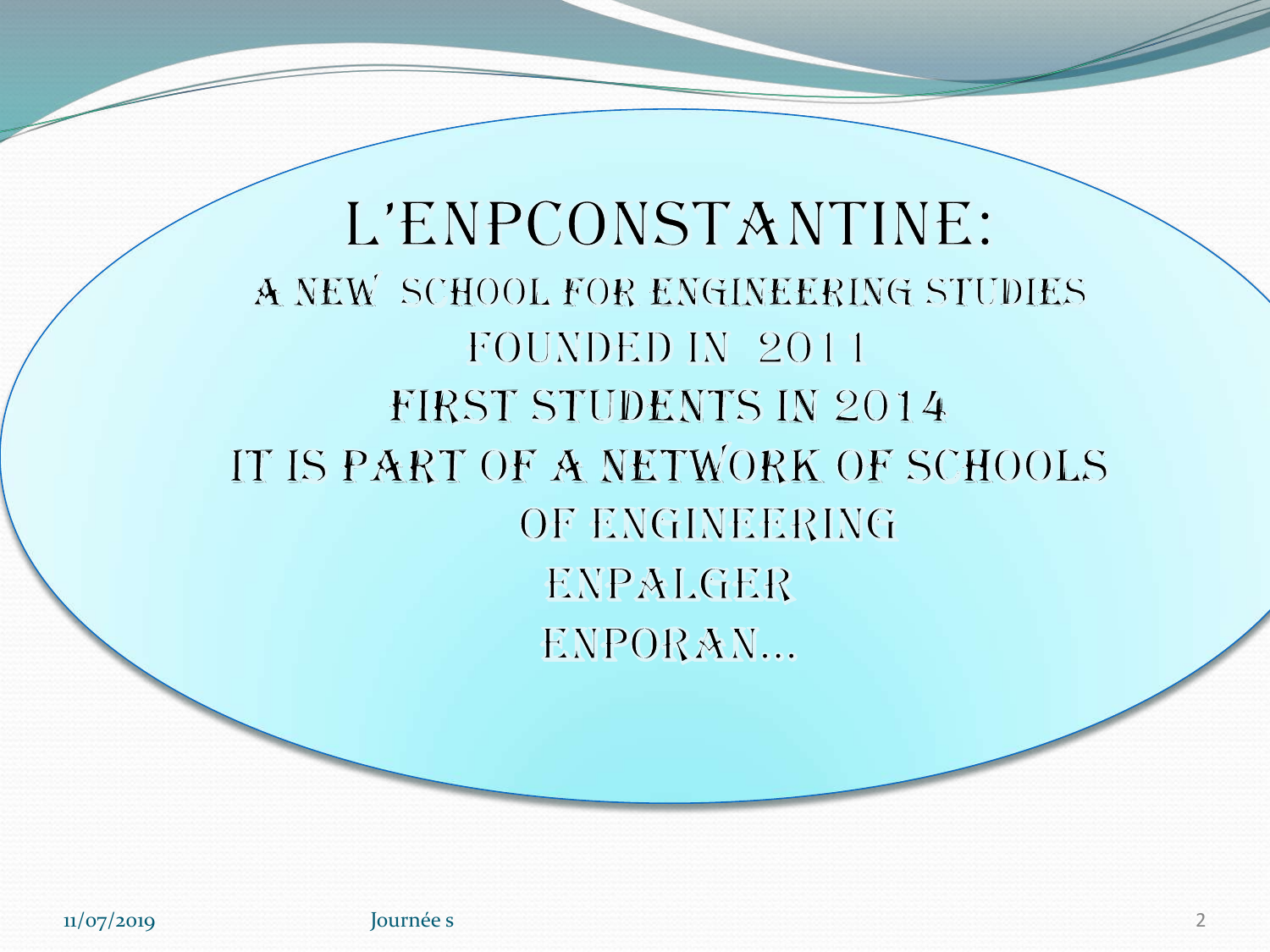# L'ENPCONSTANTINE:

A NEW SCHOOL FOR ENGINEERING STUDIES

FOUNDED IN 2011

FIRST STUDENTS IN 2014

IT IS PART OF A NETWORK OF SCHOOLS OF ENGINEERING

ENPALGER

ENPORAN…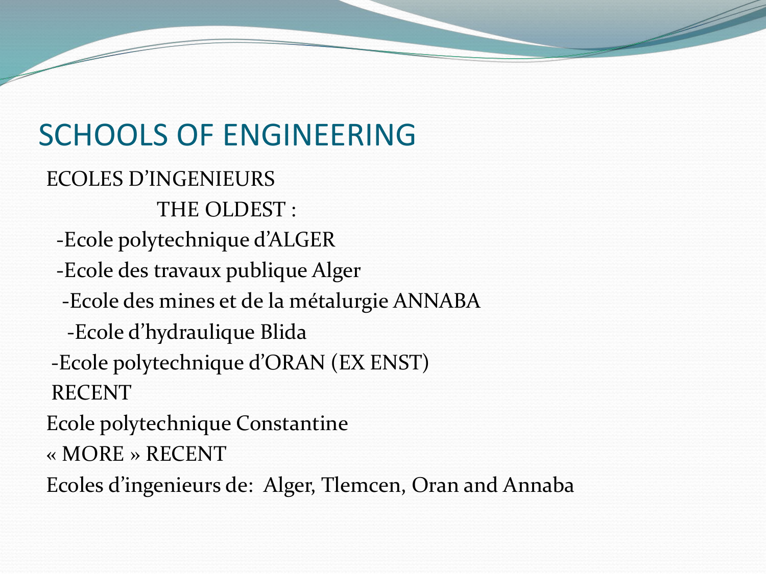# SCHOOLS OF ENGINEERING

ECOLES D'INGENIEURS

THE OLDEST :

- Ecole polytechnique d'ALGER
- Ecole des travaux publique Alger
- Ecole des mines et de la métalurgie ANNABA
- Ecole d'hydraulique Blida
- Ecole polytechnique d'ORAN (EX ENST)

RECENT

Ecole polytechnique Constantine

« MORE » RECENT

Ecoles d'ingenieurs de: Alger, Tlemcen, Oran and Annaba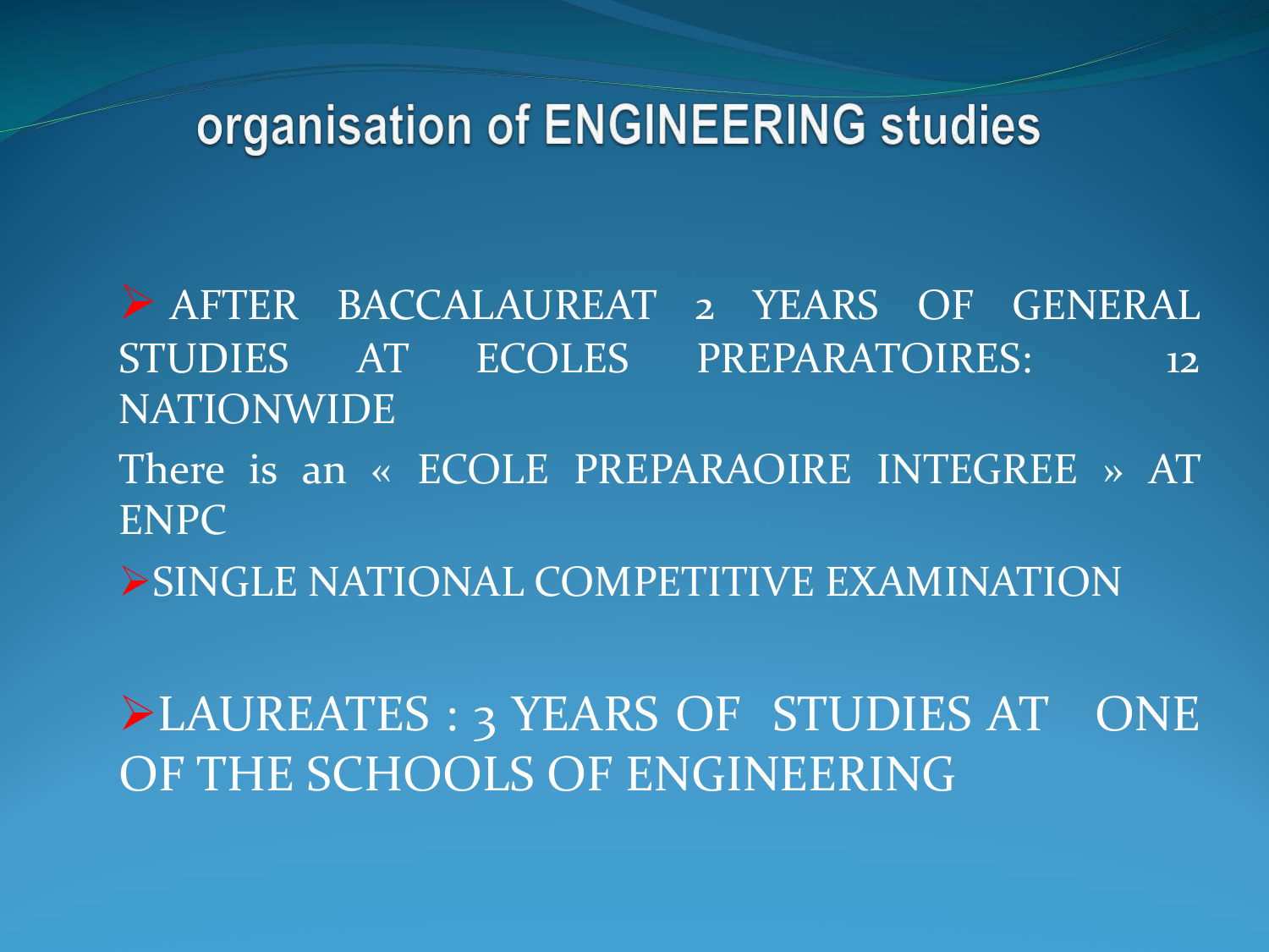# organisation of ENGINEERING studies

- AFTER BACCALAUREAT 2 YEARS OF GENERAL STUDIES AT ECOLES PREPARATOIRES: 12 NATIONWIDE

There is an « ECOLE PREPARAOIRE INTEGREE » AT ENPC

- SINGLE NATIONAL COMPETITIVE EXAMINATION

- LAUREATES : 3 YEARS OF STUDIES AT ONE OF THE SCHOOLS OF ENGINEERING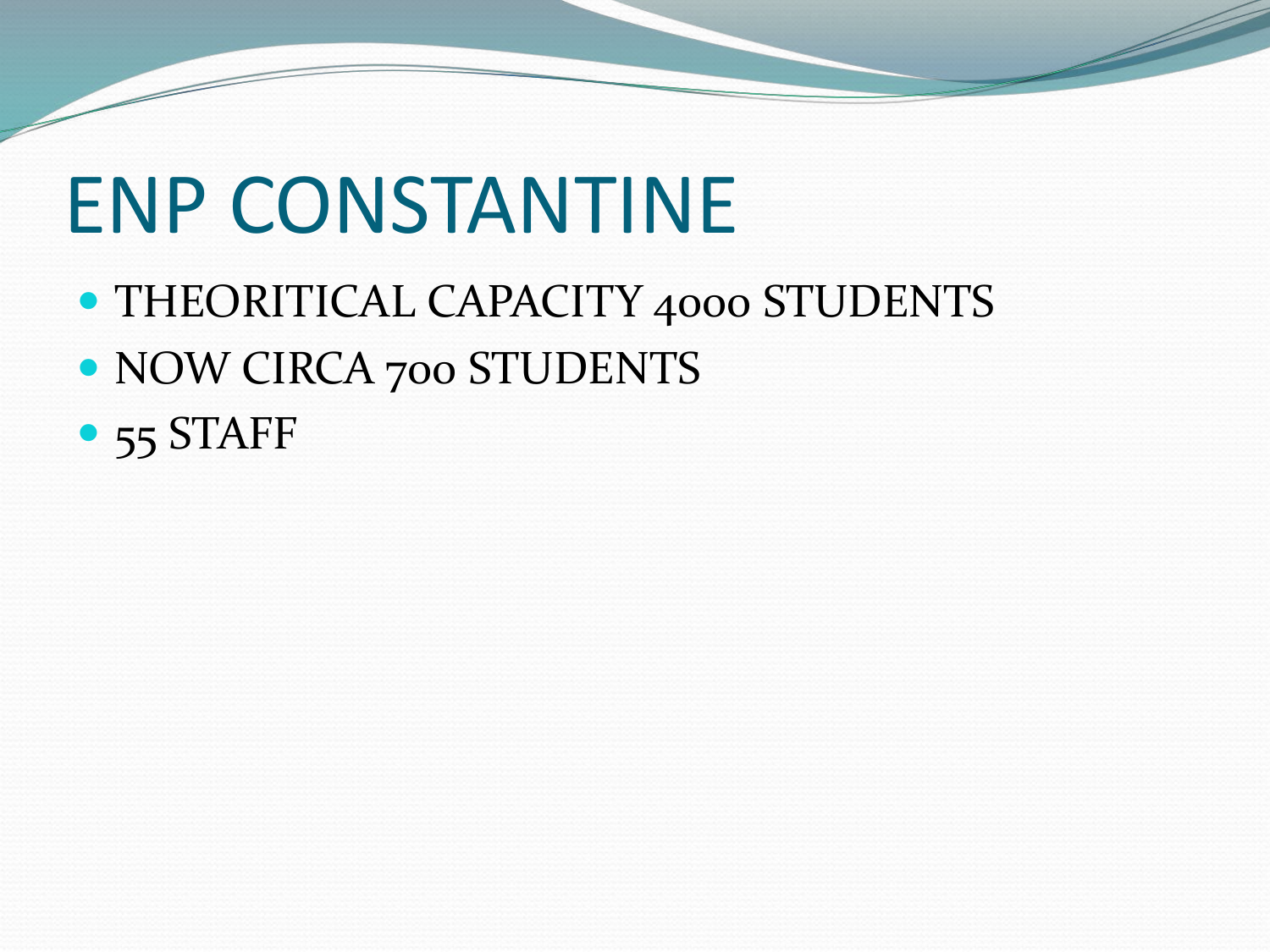# ENP CONSTANTINE

- THEORITICAL CAPACITY 4000 STUDENTS
- NOW CIRCA 700 STUDENTS
- 55 STAFF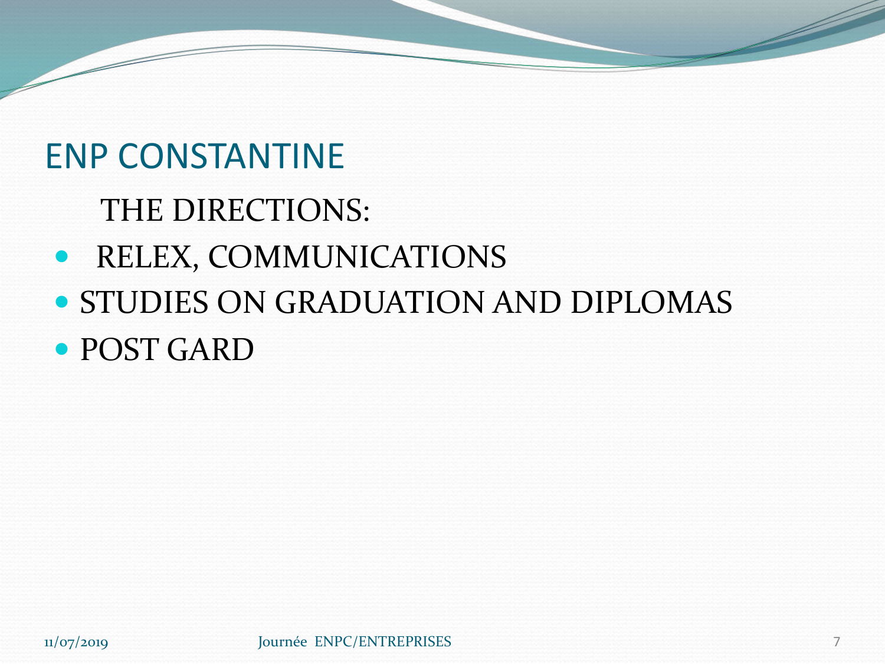# ENP CONSTANTINE

THE DIRECTIONS:

- RELEX, COMMUNICATIONS
- STUDIES ON GRADUATION AND DIPLOMAS
- POST GARD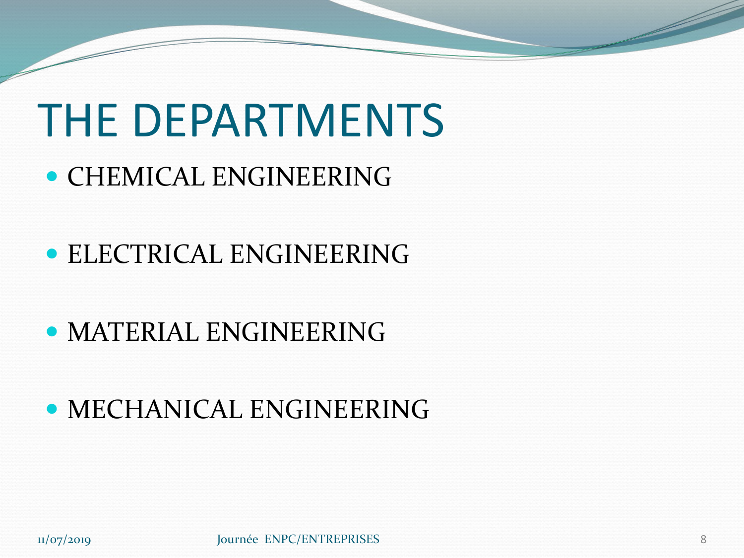# THE DEPARTMENTS

- CHEMICAL ENGINEERING
- ELECTRICAL ENGINEERING
- MATERIAL ENGINEERING
- MECHANICAL ENGINEERING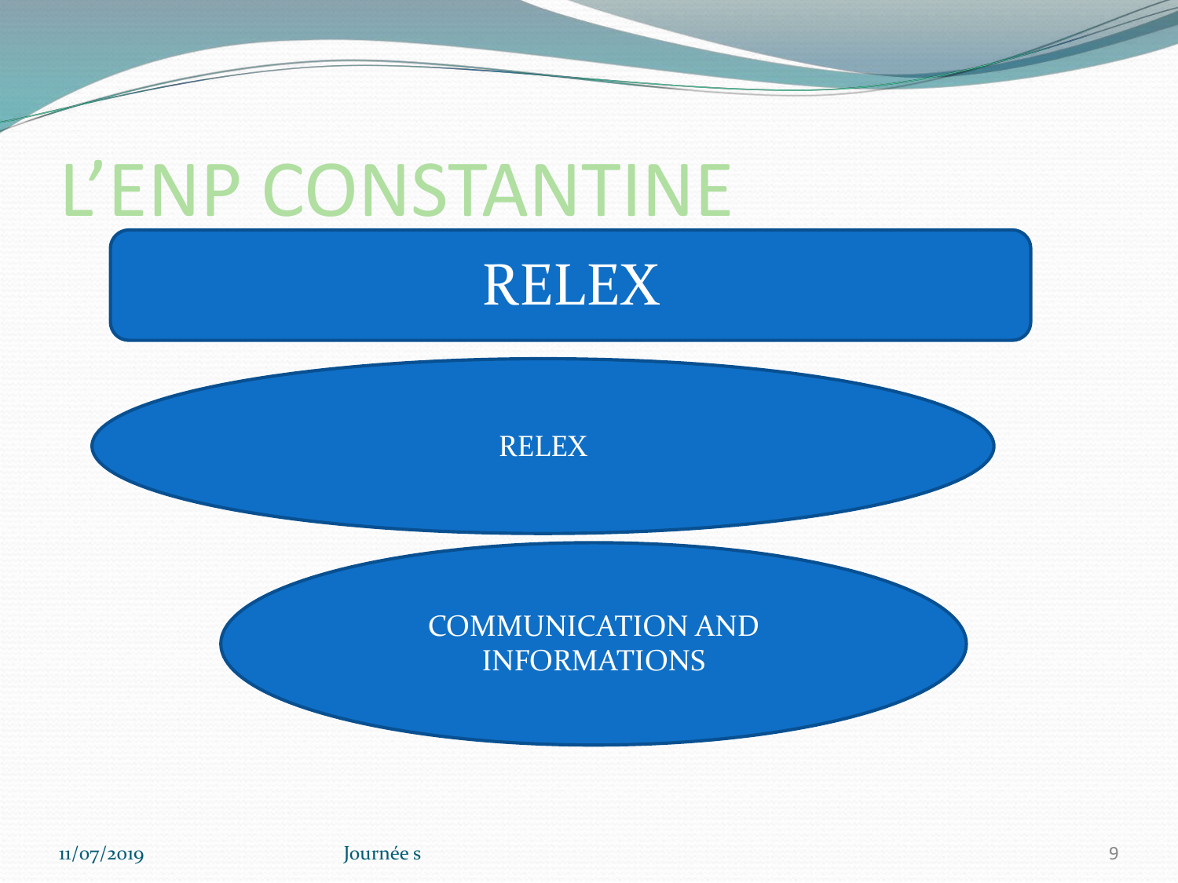# L'ENP CONSTANTINE

## RELEX

RELEX

COMMUNICATION AND INFORMATIONS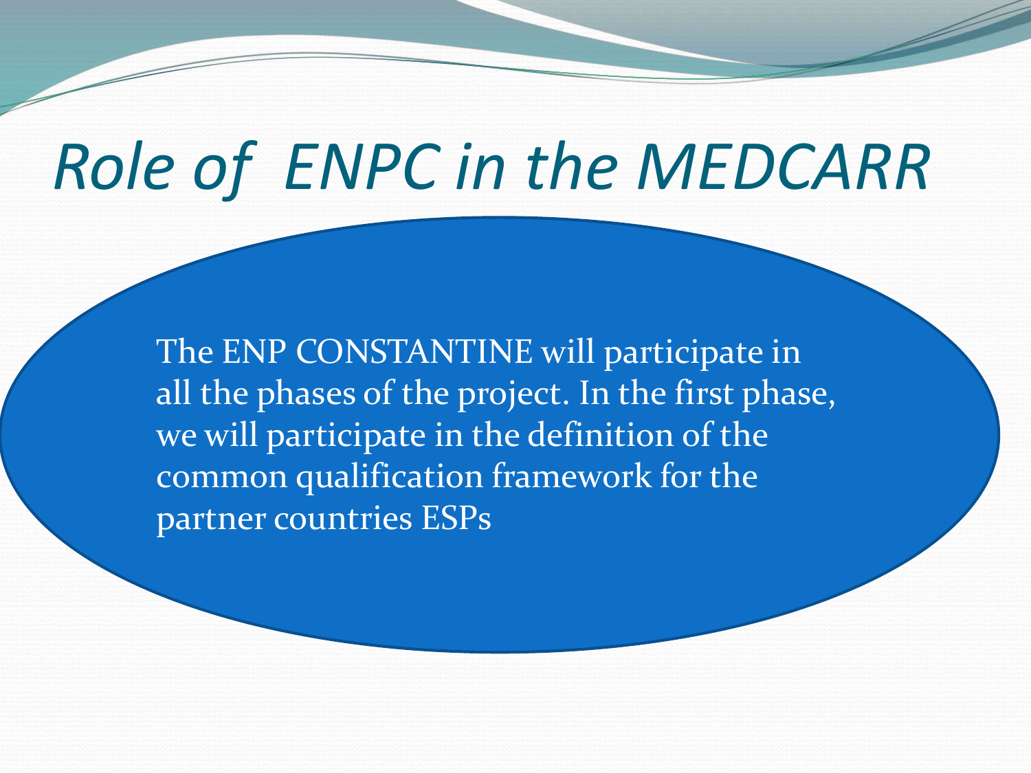# *Role of ENPC in the MEDCARR*

The ENP CONSTANTINE will participate in all the phases of the project. In the first phase, we will participate in the definition of the common qualification framework for the partner countries ESPs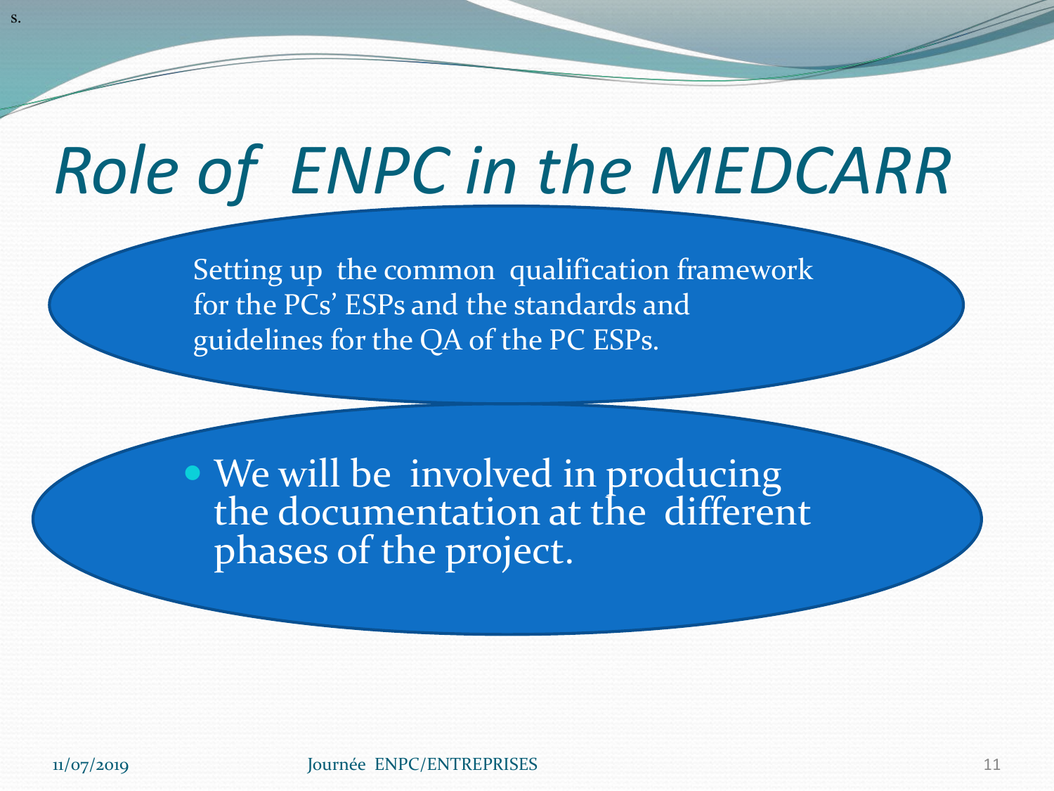# *Role of ENPC in the MEDCARR*

Setting up the common qualification framework for the PCs' ESPs and the standards and guidelines for the QA of the PC ESPs.

- We will be involved in producing the documentation at the different phases of the project.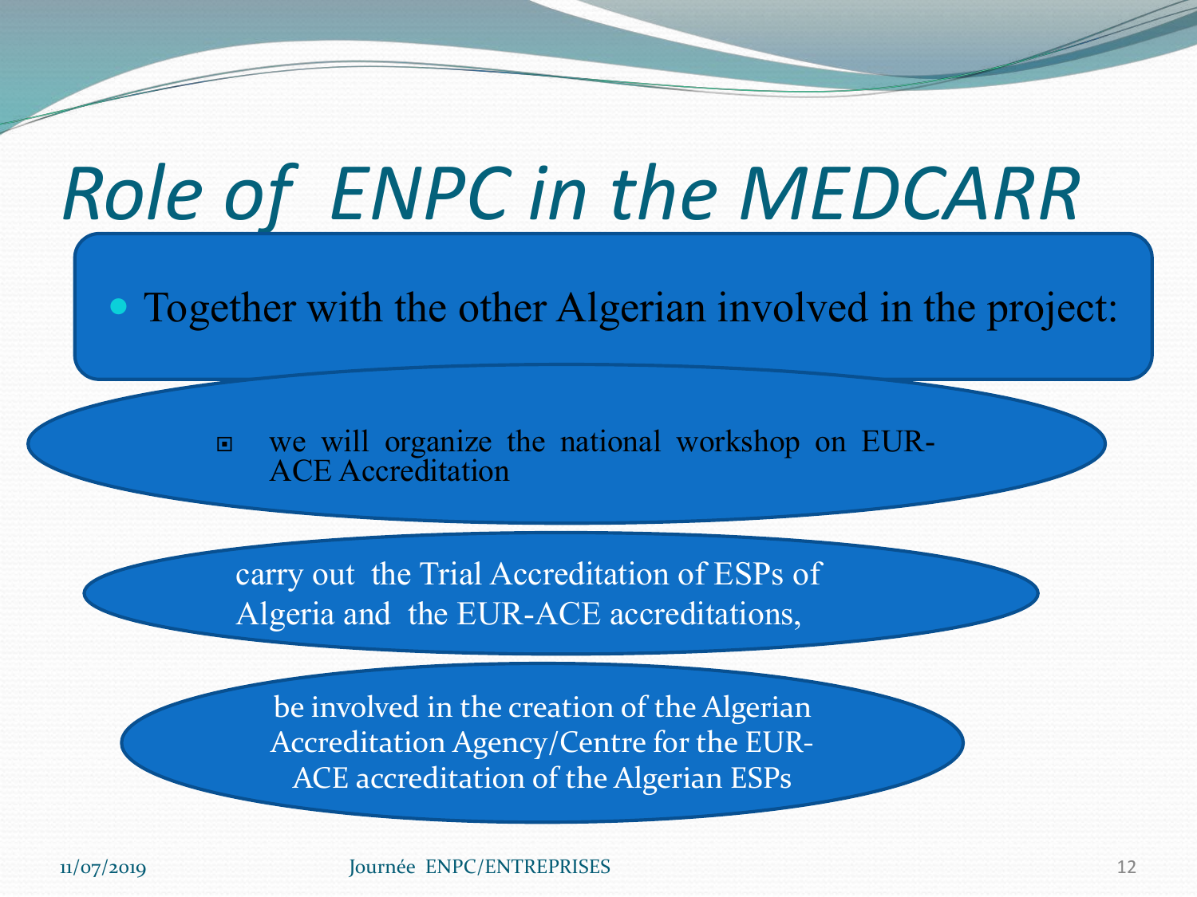# *Role of ENPC in the MEDCARR*

- Together with the other Algerian involved in the project:

  - we will organize the national workshop on EUR-ACE Accreditation

  - carry out the Trial Accreditation of ESPs of Algeria and the EUR-ACE accreditations,

  - be involved in the creation of the Algerian Accreditation Agency/Centre for the EUR-ACE accreditation of the Algerian ESPs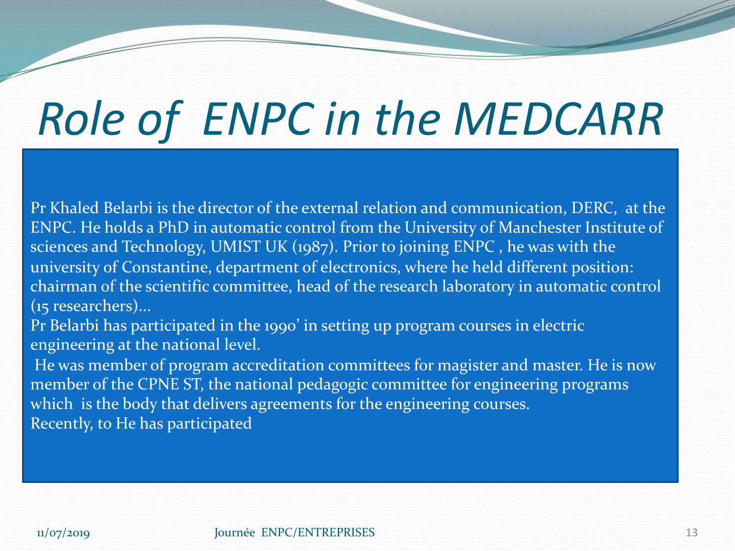# Role of ENPC in the MEDCARR

Pr Khaled Belarbi is the director of the external relation and communication, DERC, at the ENPC. He holds a PhD in automatic control from the University of Manchester Institute of sciences and Technology, UMIST UK (1987). Prior to joining ENPC , he was with the university of Constantine, department of electronics, where he held different position: chairman of the scientific committee, head of the research laboratory in automatic control (15 researchers)…

Pr Belarbi has participated in the 1990' in setting up program courses in electric engineering at the national level.

He was member of program accreditation committees for magister and master. He is now member of the CPNE ST, the national pedagogic committee for engineering programs which is the body that delivers agreements for the engineering courses.

Recently, to He has participated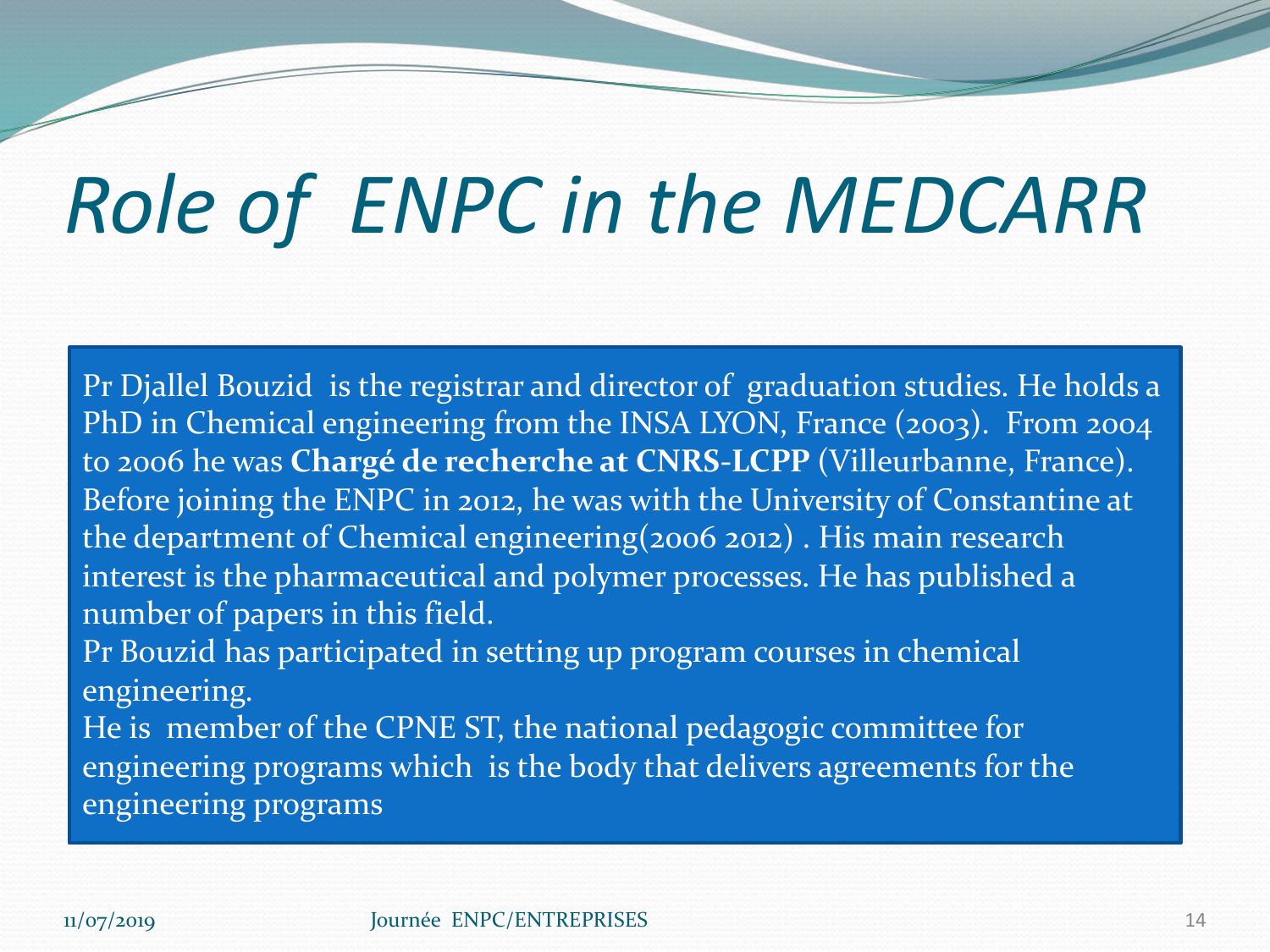# *Role of ENPC in the MEDCARR*

Pr Djallel Bouzid is the registrar and director of graduation studies. He holds a PhD in Chemical engineering from the INSA LYON, France (2003). From 2004 to 2006 he was **Chargé de recherche at CNRS-LCPP** (Villeurbanne, France). Before joining the ENPC in 2012, he was with the University of Constantine at the department of Chemical engineering(2006 2012) . His main research interest is the pharmaceutical and polymer processes. He has published a number of papers in this field.

Pr Bouzid has participated in setting up program courses in chemical engineering.

He is member of the CPNE ST, the national pedagogic committee for engineering programs which is the body that delivers agreements for the engineering programs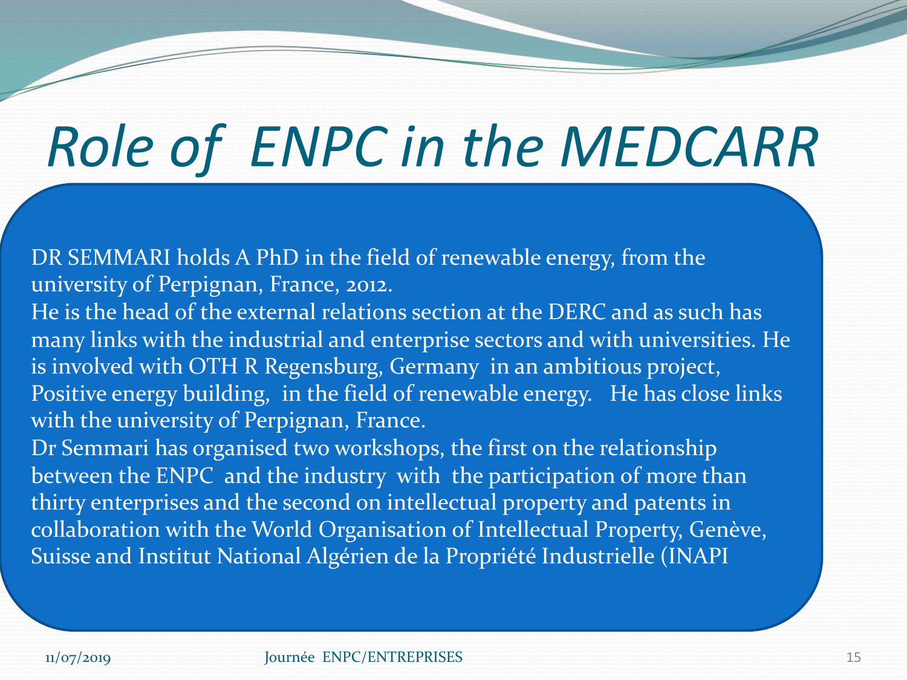# *Role of ENPC in the MEDCARR*

DR SEMMARI holds A PhD in the field of renewable energy, from the university of Perpignan, France, 2012.

He is the head of the external relations section at the DERC and as such has many links with the industrial and enterprise sectors and with universities. He is involved with OTH R Regensburg, Germany in an ambitious project, Positive energy building, in the field of renewable energy. He has close links with the university of Perpignan, France.

Dr Semmari has organised two workshops, the first on the relationship between the ENPC and the industry with the participation of more than thirty enterprises and the second on intellectual property and patents in collaboration with the World Organisation of Intellectual Property, Genève, Suisse and Institut National Algérien de la Propriété Industrielle (INAPI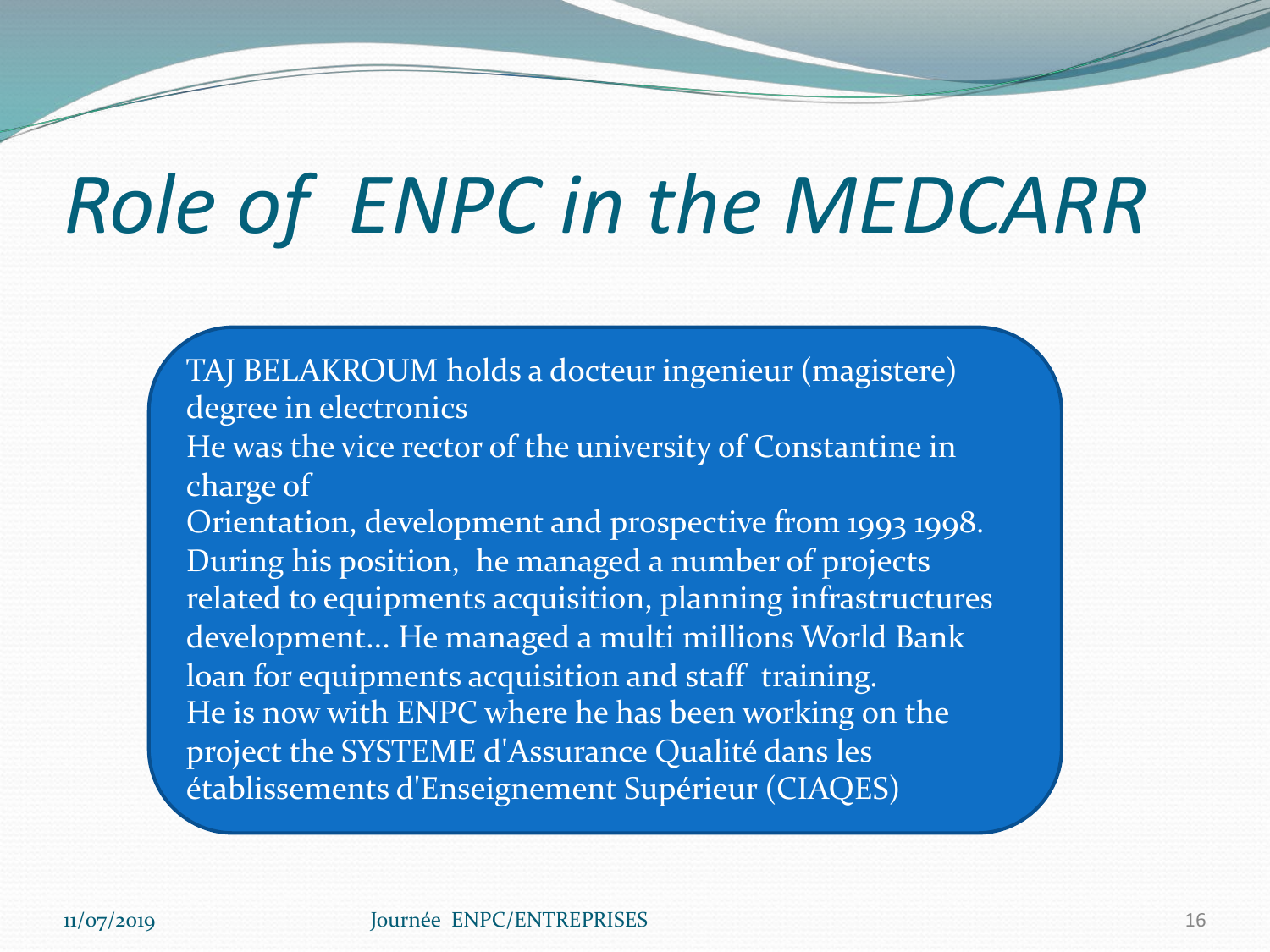# *Role of ENPC in the MEDCARR*

TAJ BELAKROUM holds a docteur ingenieur (magistere) degree in electronics

He was the vice rector of the university of Constantine in charge of

Orientation, development and prospective from 1993 1998. During his position, he managed a number of projects related to equipments acquisition, planning infrastructures development… He managed a multi millions World Bank loan for equipments acquisition and staff training.

He is now with ENPC where he has been working on the project the SYSTEME d'Assurance Qualité dans les établissements d'Enseignement Supérieur (CIAQES)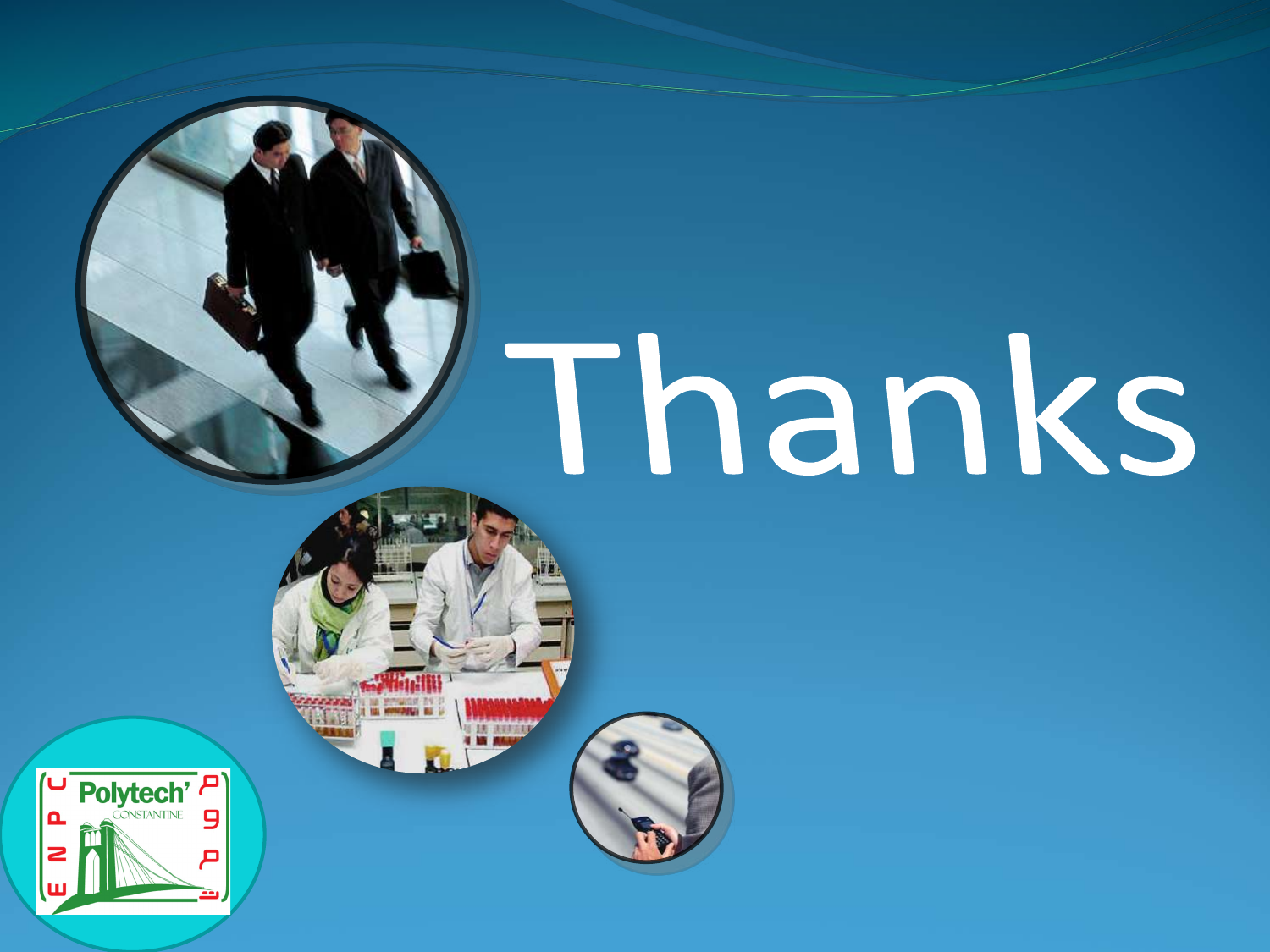# Thanks